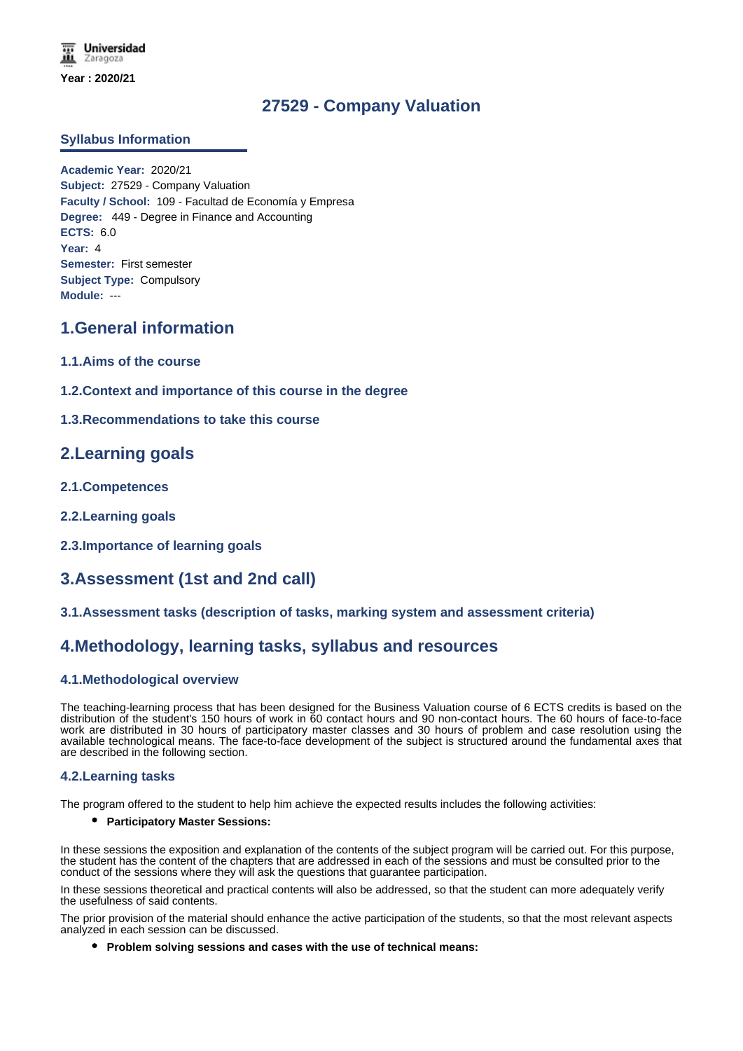Universidad Zaragoza

Year : 2020/21

# 27529 - Company Valuation

## Syllabus Information

**Academic Year:** 2020/21
**Subject:** 27529 - Company Valuation
**Faculty / School:** 109 - Facultad de Economía y Empresa
**Degree:** 449 - Degree in Finance and Accounting
**ECTS:** 6.0
**Year:** 4
**Semester:** First semester
**Subject Type:** Compulsory
**Module:** ---

## 1.General information

### 1.1.Aims of the course

### 1.2.Context and importance of this course in the degree

### 1.3.Recommendations to take this course

## 2.Learning goals

### 2.1.Competences

### 2.2.Learning goals

### 2.3.Importance of learning goals

## 3.Assessment (1st and 2nd call)

### 3.1.Assessment tasks (description of tasks, marking system and assessment criteria)

## 4.Methodology, learning tasks, syllabus and resources

### 4.1.Methodological overview

The teaching-learning process that has been designed for the Business Valuation course of 6 ECTS credits is based on the distribution of the student's 150 hours of work in 60 contact hours and 90 non-contact hours. The 60 hours of face-to-face work are distributed in 30 hours of participatory master classes and 30 hours of problem and case resolution using the available technological means. The face-to-face development of the subject is structured around the fundamental axes that are described in the following section.

### 4.2.Learning tasks

The program offered to the student to help him achieve the expected results includes the following activities:

- **Participatory Master Sessions:**

In these sessions the exposition and explanation of the contents of the subject program will be carried out. For this purpose, the student has the content of the chapters that are addressed in each of the sessions and must be consulted prior to the conduct of the sessions where they will ask the questions that guarantee participation.

In these sessions theoretical and practical contents will also be addressed, so that the student can more adequately verify the usefulness of said contents.

The prior provision of the material should enhance the active participation of the students, so that the most relevant aspects analyzed in each session can be discussed.

- **Problem solving sessions and cases with the use of technical means:**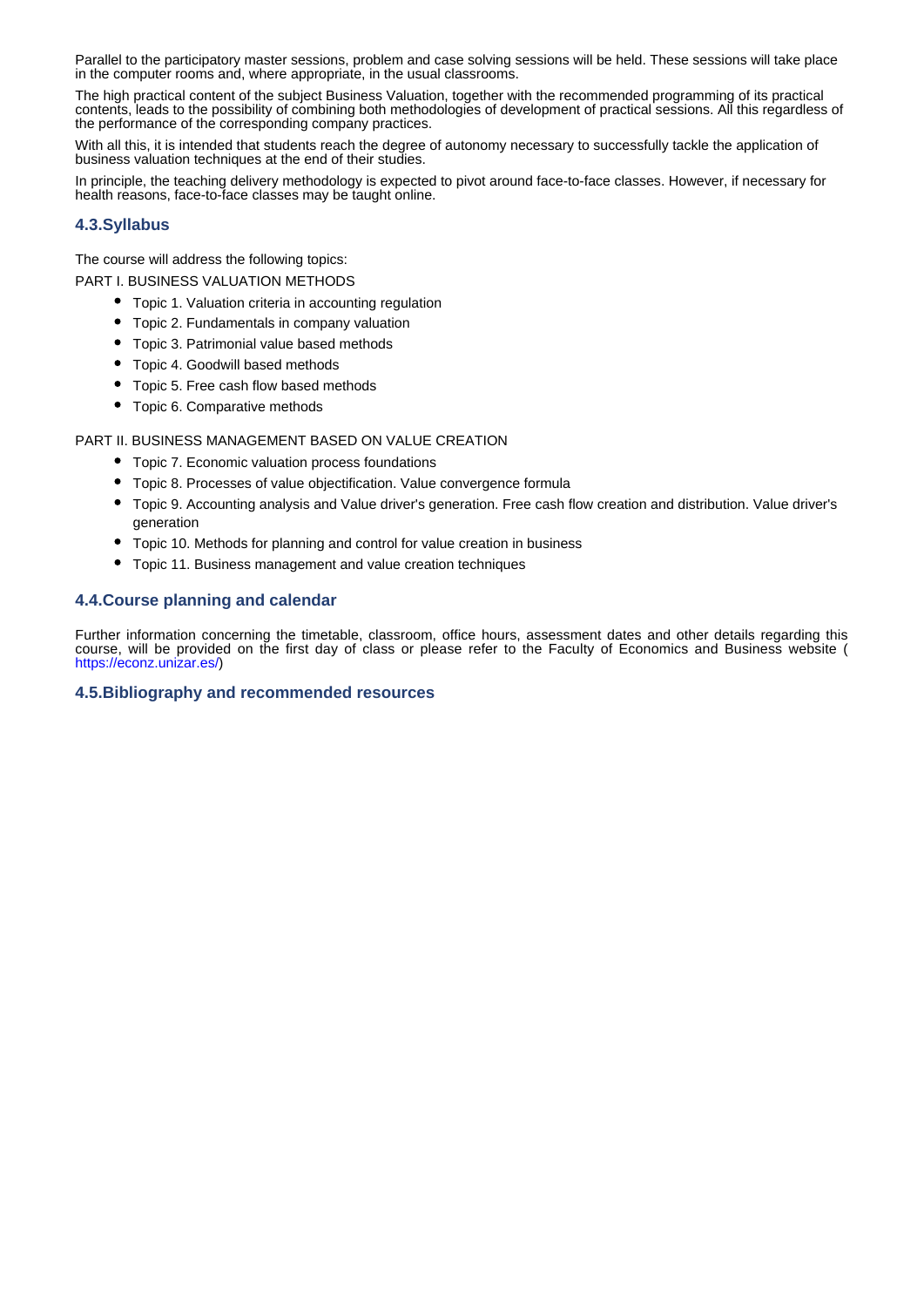Parallel to the participatory master sessions, problem and case solving sessions will be held. These sessions will take place in the computer rooms and, where appropriate, in the usual classrooms.

The high practical content of the subject Business Valuation, together with the recommended programming of its practical contents, leads to the possibility of combining both methodologies of development of practical sessions. All this regardless of the performance of the corresponding company practices.

With all this, it is intended that students reach the degree of autonomy necessary to successfully tackle the application of business valuation techniques at the end of their studies.

In principle, the teaching delivery methodology is expected to pivot around face-to-face classes. However, if necessary for health reasons, face-to-face classes may be taught online.

## 4.3.Syllabus

The course will address the following topics:

PART I. BUSINESS VALUATION METHODS

- Topic 1. Valuation criteria in accounting regulation
- Topic 2. Fundamentals in company valuation
- Topic 3. Patrimonial value based methods
- Topic 4. Goodwill based methods
- Topic 5. Free cash flow based methods
- Topic 6. Comparative methods

PART II. BUSINESS MANAGEMENT BASED ON VALUE CREATION

- Topic 7. Economic valuation process foundations
- Topic 8. Processes of value objectification. Value convergence formula
- Topic 9. Accounting analysis and Value driver's generation. Free cash flow creation and distribution. Value driver's generation
- Topic 10. Methods for planning and control for value creation in business
- Topic 11. Business management and value creation techniques

## 4.4.Course planning and calendar

Further information concerning the timetable, classroom, office hours, assessment dates and other details regarding this course, will be provided on the first day of class or please refer to the Faculty of Economics and Business website ( https://econz.unizar.es/)

## 4.5.Bibliography and recommended resources